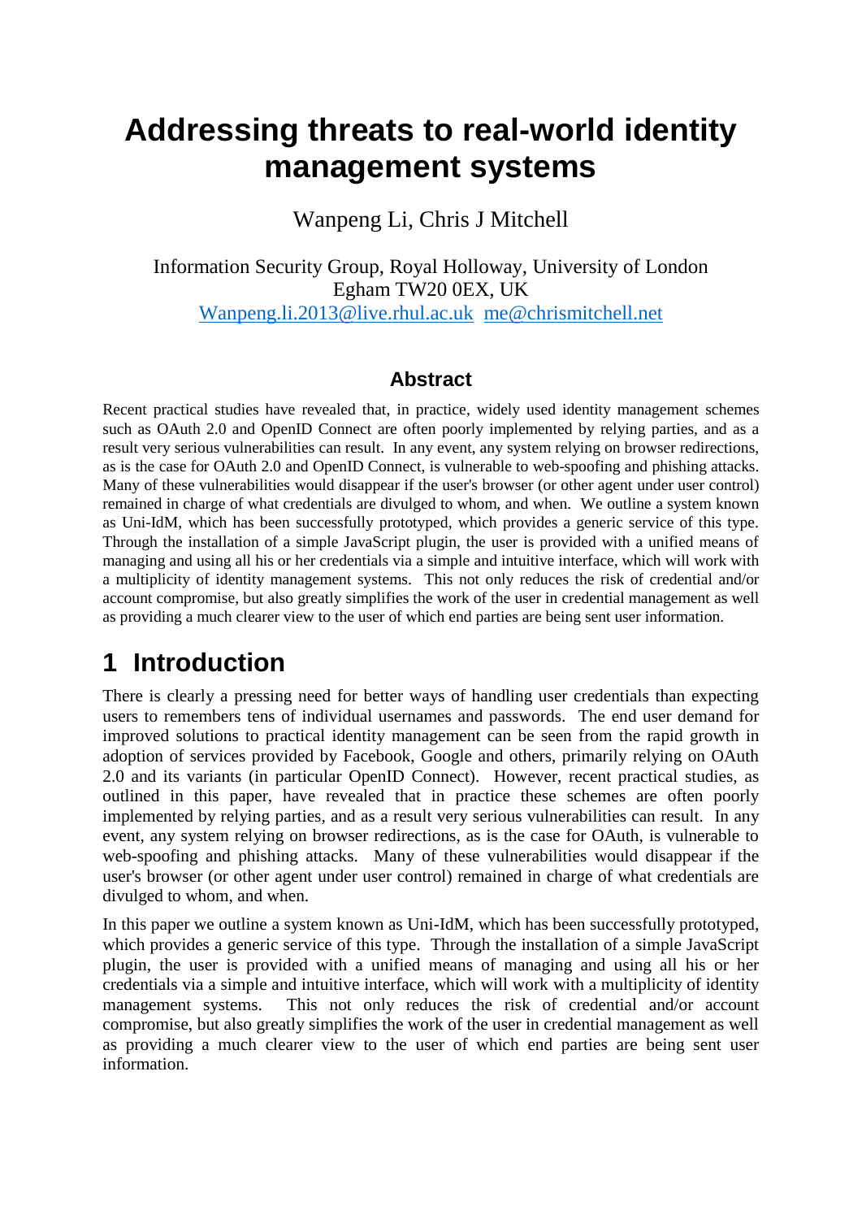# Addressing threats to real-world identity management systems

Wanpeng Li, Chris J Mitchell

Information Security Group, Royal Holloway, University of London
Egham TW20 0EX, UK
Wanpeng.li.2013@live.rhul.ac.uk me@chrismitchell.net

### Abstract

Recent practical studies have revealed that, in practice, widely used identity management schemes such as OAuth 2.0 and OpenID Connect are often poorly implemented by relying parties, and as a result very serious vulnerabilities can result. In any event, any system relying on browser redirections, as is the case for OAuth 2.0 and OpenID Connect, is vulnerable to web-spoofing and phishing attacks. Many of these vulnerabilities would disappear if the user's browser (or other agent under user control) remained in charge of what credentials are divulged to whom, and when. We outline a system known as Uni-IdM, which has been successfully prototyped, which provides a generic service of this type. Through the installation of a simple JavaScript plugin, the user is provided with a unified means of managing and using all his or her credentials via a simple and intuitive interface, which will work with a multiplicity of identity management systems. This not only reduces the risk of credential and/or account compromise, but also greatly simplifies the work of the user in credential management as well as providing a much clearer view to the user of which end parties are being sent user information.

# 1 Introduction

There is clearly a pressing need for better ways of handling user credentials than expecting users to remembers tens of individual usernames and passwords. The end user demand for improved solutions to practical identity management can be seen from the rapid growth in adoption of services provided by Facebook, Google and others, primarily relying on OAuth 2.0 and its variants (in particular OpenID Connect). However, recent practical studies, as outlined in this paper, have revealed that in practice these schemes are often poorly implemented by relying parties, and as a result very serious vulnerabilities can result. In any event, any system relying on browser redirections, as is the case for OAuth, is vulnerable to web-spoofing and phishing attacks. Many of these vulnerabilities would disappear if the user's browser (or other agent under user control) remained in charge of what credentials are divulged to whom, and when.

In this paper we outline a system known as Uni-IdM, which has been successfully prototyped, which provides a generic service of this type. Through the installation of a simple JavaScript plugin, the user is provided with a unified means of managing and using all his or her credentials via a simple and intuitive interface, which will work with a multiplicity of identity management systems. This not only reduces the risk of credential and/or account compromise, but also greatly simplifies the work of the user in credential management as well as providing a much clearer view to the user of which end parties are being sent user information.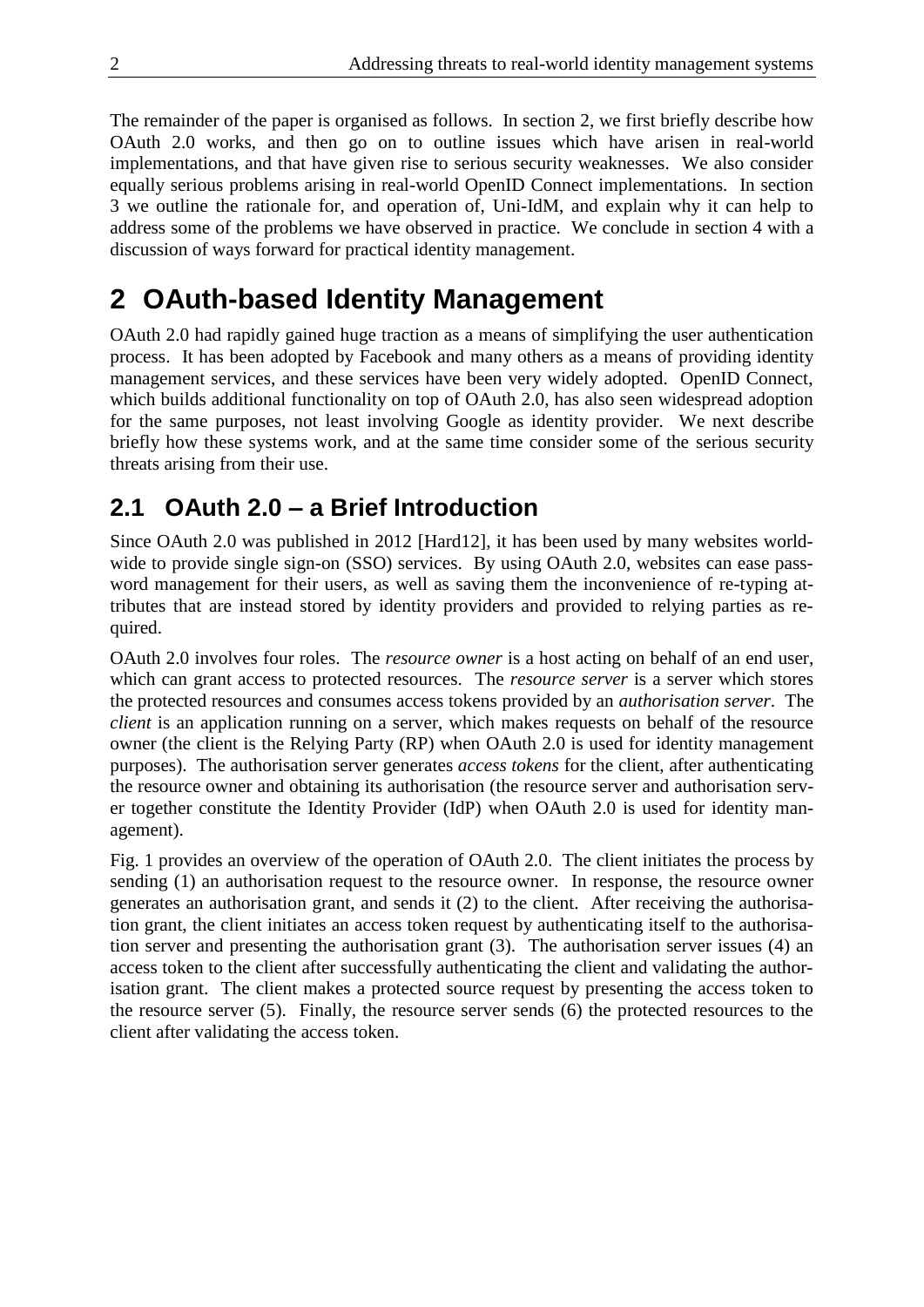The remainder of the paper is organised as follows. In section 2, we first briefly describe how OAuth 2.0 works, and then go on to outline issues which have arisen in real-world implementations, and that have given rise to serious security weaknesses. We also consider equally serious problems arising in real-world OpenID Connect implementations. In section 3 we outline the rationale for, and operation of, Uni-IdM, and explain why it can help to address some of the problems we have observed in practice. We conclude in section 4 with a discussion of ways forward for practical identity management.

# 2 OAuth-based Identity Management

OAuth 2.0 had rapidly gained huge traction as a means of simplifying the user authentication process. It has been adopted by Facebook and many others as a means of providing identity management services, and these services have been very widely adopted. OpenID Connect, which builds additional functionality on top of OAuth 2.0, has also seen widespread adoption for the same purposes, not least involving Google as identity provider. We next describe briefly how these systems work, and at the same time consider some of the serious security threats arising from their use.

## 2.1 OAuth 2.0 – a Brief Introduction

Since OAuth 2.0 was published in 2012 [Hard12], it has been used by many websites worldwide to provide single sign-on (SSO) services. By using OAuth 2.0, websites can ease password management for their users, as well as saving them the inconvenience of re-typing attributes that are instead stored by identity providers and provided to relying parties as required.

OAuth 2.0 involves four roles. The *resource owner* is a host acting on behalf of an end user, which can grant access to protected resources. The *resource server* is a server which stores the protected resources and consumes access tokens provided by an *authorisation server*. The *client* is an application running on a server, which makes requests on behalf of the resource owner (the client is the Relying Party (RP) when OAuth 2.0 is used for identity management purposes). The authorisation server generates *access tokens* for the client, after authenticating the resource owner and obtaining its authorisation (the resource server and authorisation server together constitute the Identity Provider (IdP) when OAuth 2.0 is used for identity management).

Fig. 1 provides an overview of the operation of OAuth 2.0. The client initiates the process by sending (1) an authorisation request to the resource owner. In response, the resource owner generates an authorisation grant, and sends it (2) to the client. After receiving the authorisation grant, the client initiates an access token request by authenticating itself to the authorisation server and presenting the authorisation grant (3). The authorisation server issues (4) an access token to the client after successfully authenticating the client and validating the authorisation grant. The client makes a protected source request by presenting the access token to the resource server (5). Finally, the resource server sends (6) the protected resources to the client after validating the access token.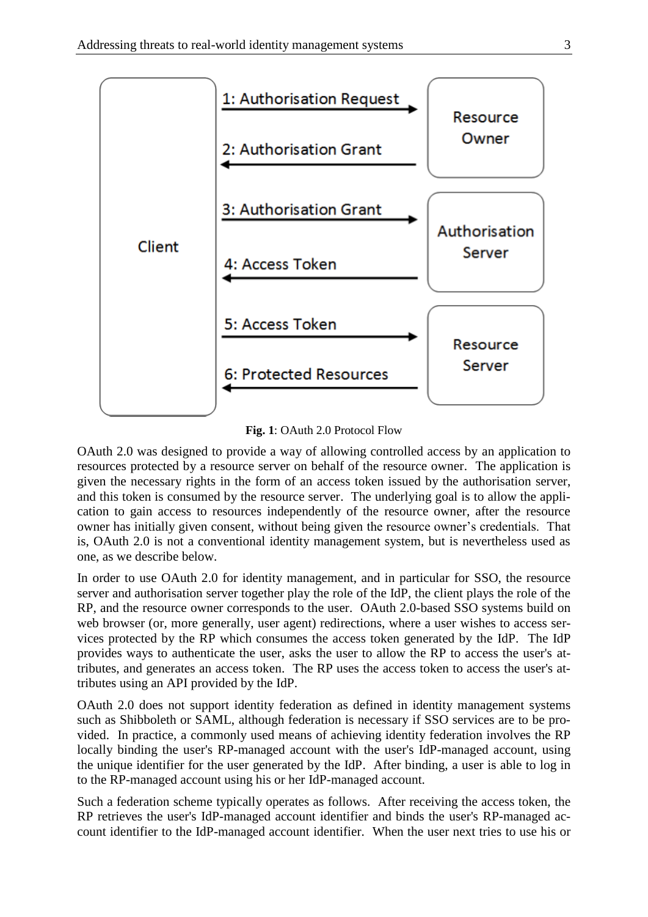**Fig. 1**: OAuth 2.0 Protocol Flow

OAuth 2.0 was designed to provide a way of allowing controlled access by an application to resources protected by a resource server on behalf of the resource owner. The application is given the necessary rights in the form of an access token issued by the authorisation server, and this token is consumed by the resource server. The underlying goal is to allow the application to gain access to resources independently of the resource owner, after the resource owner has initially given consent, without being given the resource owner's credentials. That is, OAuth 2.0 is not a conventional identity management system, but is nevertheless used as one, as we describe below.

In order to use OAuth 2.0 for identity management, and in particular for SSO, the resource server and authorisation server together play the role of the IdP, the client plays the role of the RP, and the resource owner corresponds to the user. OAuth 2.0-based SSO systems build on web browser (or, more generally, user agent) redirections, where a user wishes to access services protected by the RP which consumes the access token generated by the IdP. The IdP provides ways to authenticate the user, asks the user to allow the RP to access the user's attributes, and generates an access token. The RP uses the access token to access the user's attributes using an API provided by the IdP.

OAuth 2.0 does not support identity federation as defined in identity management systems such as Shibboleth or SAML, although federation is necessary if SSO services are to be provided. In practice, a commonly used means of achieving identity federation involves the RP locally binding the user's RP-managed account with the user's IdP-managed account, using the unique identifier for the user generated by the IdP. After binding, a user is able to log in to the RP-managed account using his or her IdP-managed account.

Such a federation scheme typically operates as follows. After receiving the access token, the RP retrieves the user's IdP-managed account identifier and binds the user's RP-managed account identifier to the IdP-managed account identifier. When the user next tries to use his or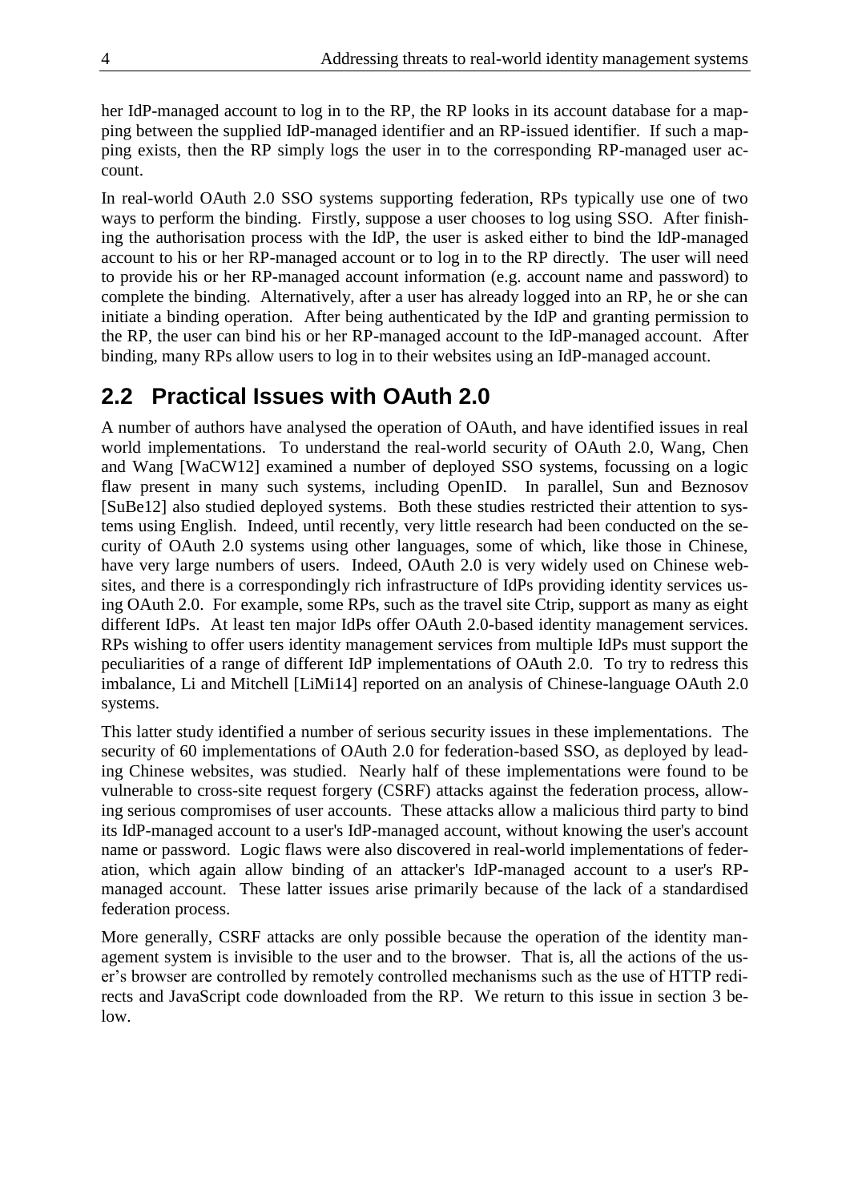her IdP-managed account to log in to the RP, the RP looks in its account database for a mapping between the supplied IdP-managed identifier and an RP-issued identifier. If such a mapping exists, then the RP simply logs the user in to the corresponding RP-managed user account.

In real-world OAuth 2.0 SSO systems supporting federation, RPs typically use one of two ways to perform the binding. Firstly, suppose a user chooses to log using SSO. After finishing the authorisation process with the IdP, the user is asked either to bind the IdP-managed account to his or her RP-managed account or to log in to the RP directly. The user will need to provide his or her RP-managed account information (e.g. account name and password) to complete the binding. Alternatively, after a user has already logged into an RP, he or she can initiate a binding operation. After being authenticated by the IdP and granting permission to the RP, the user can bind his or her RP-managed account to the IdP-managed account. After binding, many RPs allow users to log in to their websites using an IdP-managed account.

## 2.2 Practical Issues with OAuth 2.0

A number of authors have analysed the operation of OAuth, and have identified issues in real world implementations. To understand the real-world security of OAuth 2.0, Wang, Chen and Wang [WaCW12] examined a number of deployed SSO systems, focussing on a logic flaw present in many such systems, including OpenID. In parallel, Sun and Beznosov [SuBe12] also studied deployed systems. Both these studies restricted their attention to systems using English. Indeed, until recently, very little research had been conducted on the security of OAuth 2.0 systems using other languages, some of which, like those in Chinese, have very large numbers of users. Indeed, OAuth 2.0 is very widely used on Chinese websites, and there is a correspondingly rich infrastructure of IdPs providing identity services using OAuth 2.0. For example, some RPs, such as the travel site Ctrip, support as many as eight different IdPs. At least ten major IdPs offer OAuth 2.0-based identity management services. RPs wishing to offer users identity management services from multiple IdPs must support the peculiarities of a range of different IdP implementations of OAuth 2.0. To try to redress this imbalance, Li and Mitchell [LiMi14] reported on an analysis of Chinese-language OAuth 2.0 systems.

This latter study identified a number of serious security issues in these implementations. The security of 60 implementations of OAuth 2.0 for federation-based SSO, as deployed by leading Chinese websites, was studied. Nearly half of these implementations were found to be vulnerable to cross-site request forgery (CSRF) attacks against the federation process, allowing serious compromises of user accounts. These attacks allow a malicious third party to bind its IdP-managed account to a user's IdP-managed account, without knowing the user's account name or password. Logic flaws were also discovered in real-world implementations of federation, which again allow binding of an attacker's IdP-managed account to a user's RP-managed account. These latter issues arise primarily because of the lack of a standardised federation process.

More generally, CSRF attacks are only possible because the operation of the identity management system is invisible to the user and to the browser. That is, all the actions of the user's browser are controlled by remotely controlled mechanisms such as the use of HTTP redirects and JavaScript code downloaded from the RP. We return to this issue in section 3 below.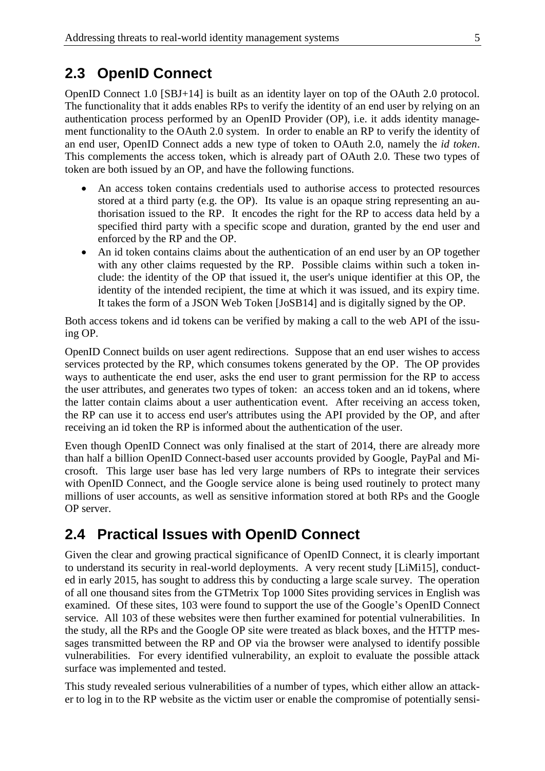## 2.3 OpenID Connect

OpenID Connect 1.0 [SBJ+14] is built as an identity layer on top of the OAuth 2.0 protocol. The functionality that it adds enables RPs to verify the identity of an end user by relying on an authentication process performed by an OpenID Provider (OP), i.e. it adds identity management functionality to the OAuth 2.0 system. In order to enable an RP to verify the identity of an end user, OpenID Connect adds a new type of token to OAuth 2.0, namely the *id token*. This complements the access token, which is already part of OAuth 2.0. These two types of token are both issued by an OP, and have the following functions.

- An access token contains credentials used to authorise access to protected resources stored at a third party (e.g. the OP). Its value is an opaque string representing an authorisation issued to the RP. It encodes the right for the RP to access data held by a specified third party with a specific scope and duration, granted by the end user and enforced by the RP and the OP.
- An id token contains claims about the authentication of an end user by an OP together with any other claims requested by the RP. Possible claims within such a token include: the identity of the OP that issued it, the user's unique identifier at this OP, the identity of the intended recipient, the time at which it was issued, and its expiry time. It takes the form of a JSON Web Token [JoSB14] and is digitally signed by the OP.

Both access tokens and id tokens can be verified by making a call to the web API of the issuing OP.

OpenID Connect builds on user agent redirections. Suppose that an end user wishes to access services protected by the RP, which consumes tokens generated by the OP. The OP provides ways to authenticate the end user, asks the end user to grant permission for the RP to access the user attributes, and generates two types of token: an access token and an id tokens, where the latter contain claims about a user authentication event. After receiving an access token, the RP can use it to access end user's attributes using the API provided by the OP, and after receiving an id token the RP is informed about the authentication of the user.

Even though OpenID Connect was only finalised at the start of 2014, there are already more than half a billion OpenID Connect-based user accounts provided by Google, PayPal and Microsoft. This large user base has led very large numbers of RPs to integrate their services with OpenID Connect, and the Google service alone is being used routinely to protect many millions of user accounts, as well as sensitive information stored at both RPs and the Google OP server.

## 2.4 Practical Issues with OpenID Connect

Given the clear and growing practical significance of OpenID Connect, it is clearly important to understand its security in real-world deployments. A very recent study [LiMi15], conducted in early 2015, has sought to address this by conducting a large scale survey. The operation of all one thousand sites from the GTMetrix Top 1000 Sites providing services in English was examined. Of these sites, 103 were found to support the use of the Google's OpenID Connect service. All 103 of these websites were then further examined for potential vulnerabilities. In the study, all the RPs and the Google OP site were treated as black boxes, and the HTTP messages transmitted between the RP and OP via the browser were analysed to identify possible vulnerabilities. For every identified vulnerability, an exploit to evaluate the possible attack surface was implemented and tested.

This study revealed serious vulnerabilities of a number of types, which either allow an attacker to log in to the RP website as the victim user or enable the compromise of potentially sensi-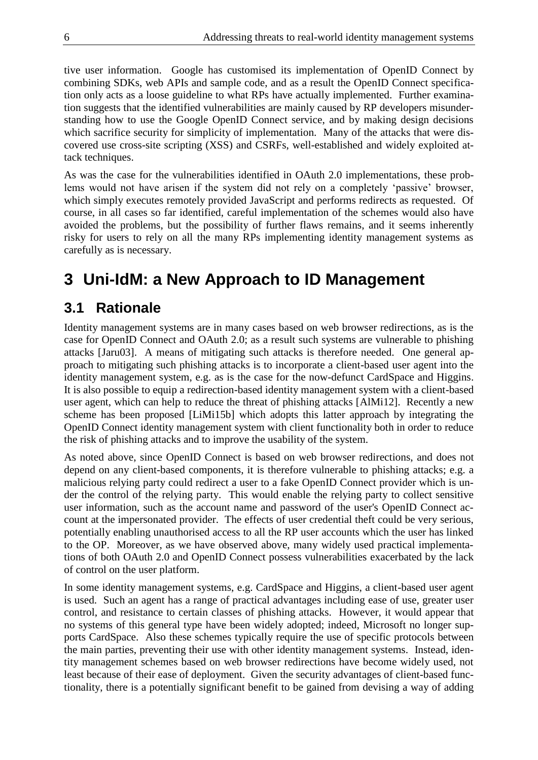tive user information. Google has customised its implementation of OpenID Connect by combining SDKs, web APIs and sample code, and as a result the OpenID Connect specification only acts as a loose guideline to what RPs have actually implemented. Further examination suggests that the identified vulnerabilities are mainly caused by RP developers misunderstanding how to use the Google OpenID Connect service, and by making design decisions which sacrifice security for simplicity of implementation. Many of the attacks that were discovered use cross-site scripting (XSS) and CSRFs, well-established and widely exploited attack techniques.

As was the case for the vulnerabilities identified in OAuth 2.0 implementations, these problems would not have arisen if the system did not rely on a completely 'passive' browser, which simply executes remotely provided JavaScript and performs redirects as requested. Of course, in all cases so far identified, careful implementation of the schemes would also have avoided the problems, but the possibility of further flaws remains, and it seems inherently risky for users to rely on all the many RPs implementing identity management systems as carefully as is necessary.

# 3 Uni-IdM: a New Approach to ID Management

## 3.1 Rationale

Identity management systems are in many cases based on web browser redirections, as is the case for OpenID Connect and OAuth 2.0; as a result such systems are vulnerable to phishing attacks [Jaru03]. A means of mitigating such attacks is therefore needed. One general approach to mitigating such phishing attacks is to incorporate a client-based user agent into the identity management system, e.g. as is the case for the now-defunct CardSpace and Higgins. It is also possible to equip a redirection-based identity management system with a client-based user agent, which can help to reduce the threat of phishing attacks [AlMi12]. Recently a new scheme has been proposed [LiMi15b] which adopts this latter approach by integrating the OpenID Connect identity management system with client functionality both in order to reduce the risk of phishing attacks and to improve the usability of the system.

As noted above, since OpenID Connect is based on web browser redirections, and does not depend on any client-based components, it is therefore vulnerable to phishing attacks; e.g. a malicious relying party could redirect a user to a fake OpenID Connect provider which is under the control of the relying party. This would enable the relying party to collect sensitive user information, such as the account name and password of the user's OpenID Connect account at the impersonated provider. The effects of user credential theft could be very serious, potentially enabling unauthorised access to all the RP user accounts which the user has linked to the OP. Moreover, as we have observed above, many widely used practical implementations of both OAuth 2.0 and OpenID Connect possess vulnerabilities exacerbated by the lack of control on the user platform.

In some identity management systems, e.g. CardSpace and Higgins, a client-based user agent is used. Such an agent has a range of practical advantages including ease of use, greater user control, and resistance to certain classes of phishing attacks. However, it would appear that no systems of this general type have been widely adopted; indeed, Microsoft no longer supports CardSpace. Also these schemes typically require the use of specific protocols between the main parties, preventing their use with other identity management systems. Instead, identity management schemes based on web browser redirections have become widely used, not least because of their ease of deployment. Given the security advantages of client-based functionality, there is a potentially significant benefit to be gained from devising a way of adding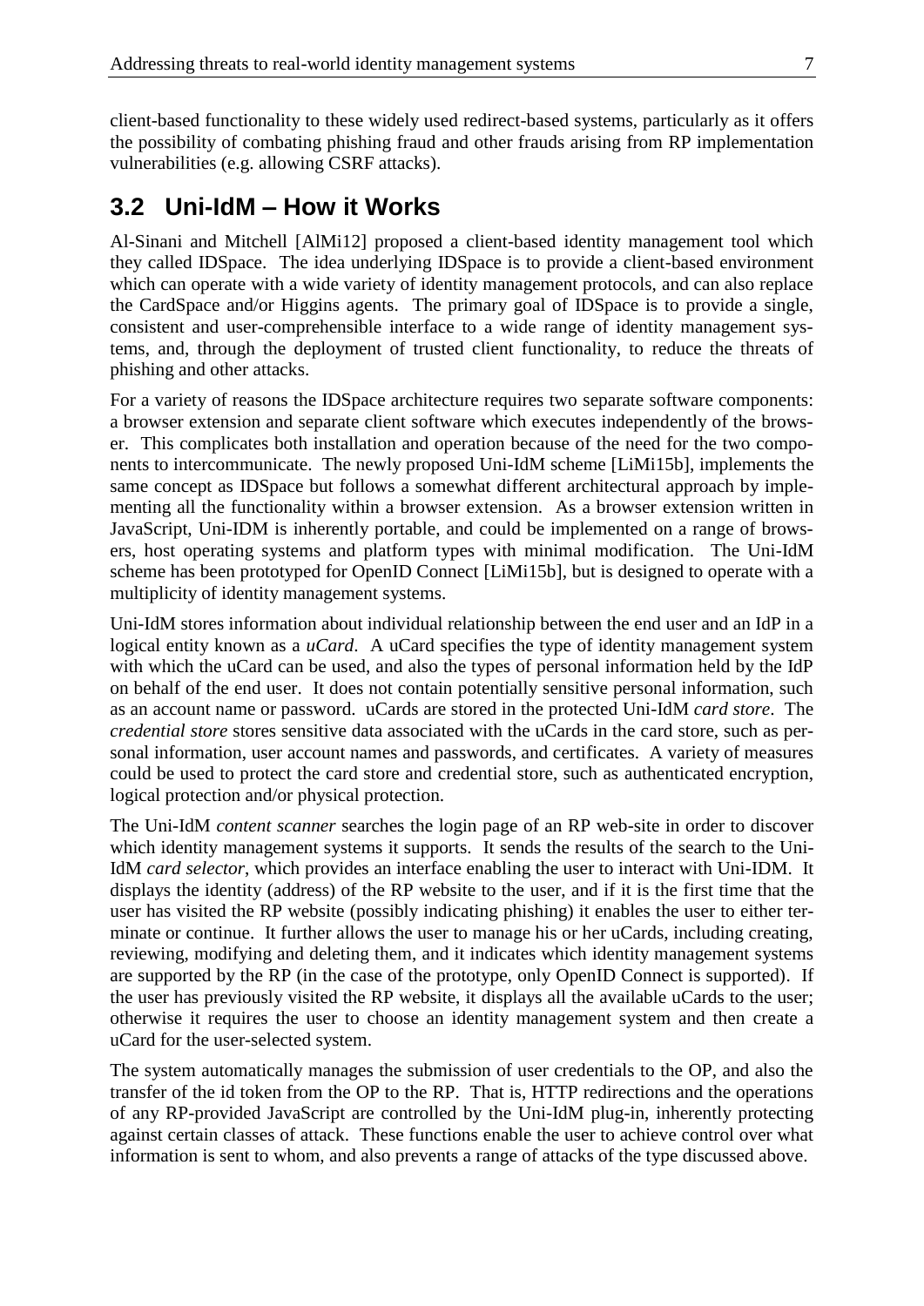client-based functionality to these widely used redirect-based systems, particularly as it offers the possibility of combating phishing fraud and other frauds arising from RP implementation vulnerabilities (e.g. allowing CSRF attacks).

## 3.2 Uni-IdM – How it Works

Al-Sinani and Mitchell [AlMi12] proposed a client-based identity management tool which they called IDSpace. The idea underlying IDSpace is to provide a client-based environment which can operate with a wide variety of identity management protocols, and can also replace the CardSpace and/or Higgins agents. The primary goal of IDSpace is to provide a single, consistent and user-comprehensible interface to a wide range of identity management systems, and, through the deployment of trusted client functionality, to reduce the threats of phishing and other attacks.

For a variety of reasons the IDSpace architecture requires two separate software components: a browser extension and separate client software which executes independently of the browser. This complicates both installation and operation because of the need for the two components to intercommunicate. The newly proposed Uni-IdM scheme [LiMi15b], implements the same concept as IDSpace but follows a somewhat different architectural approach by implementing all the functionality within a browser extension. As a browser extension written in JavaScript, Uni-IDM is inherently portable, and could be implemented on a range of browsers, host operating systems and platform types with minimal modification. The Uni-IdM scheme has been prototyped for OpenID Connect [LiMi15b], but is designed to operate with a multiplicity of identity management systems.

Uni-IdM stores information about individual relationship between the end user and an IdP in a logical entity known as a *uCard*. A uCard specifies the type of identity management system with which the uCard can be used, and also the types of personal information held by the IdP on behalf of the end user. It does not contain potentially sensitive personal information, such as an account name or password. uCards are stored in the protected Uni-IdM *card store*. The *credential store* stores sensitive data associated with the uCards in the card store, such as personal information, user account names and passwords, and certificates. A variety of measures could be used to protect the card store and credential store, such as authenticated encryption, logical protection and/or physical protection.

The Uni-IdM *content scanner* searches the login page of an RP web-site in order to discover which identity management systems it supports. It sends the results of the search to the Uni-IdM *card selector*, which provides an interface enabling the user to interact with Uni-IDM. It displays the identity (address) of the RP website to the user, and if it is the first time that the user has visited the RP website (possibly indicating phishing) it enables the user to either terminate or continue. It further allows the user to manage his or her uCards, including creating, reviewing, modifying and deleting them, and it indicates which identity management systems are supported by the RP (in the case of the prototype, only OpenID Connect is supported). If the user has previously visited the RP website, it displays all the available uCards to the user; otherwise it requires the user to choose an identity management system and then create a uCard for the user-selected system.

The system automatically manages the submission of user credentials to the OP, and also the transfer of the id token from the OP to the RP. That is, HTTP redirections and the operations of any RP-provided JavaScript are controlled by the Uni-IdM plug-in, inherently protecting against certain classes of attack. These functions enable the user to achieve control over what information is sent to whom, and also prevents a range of attacks of the type discussed above.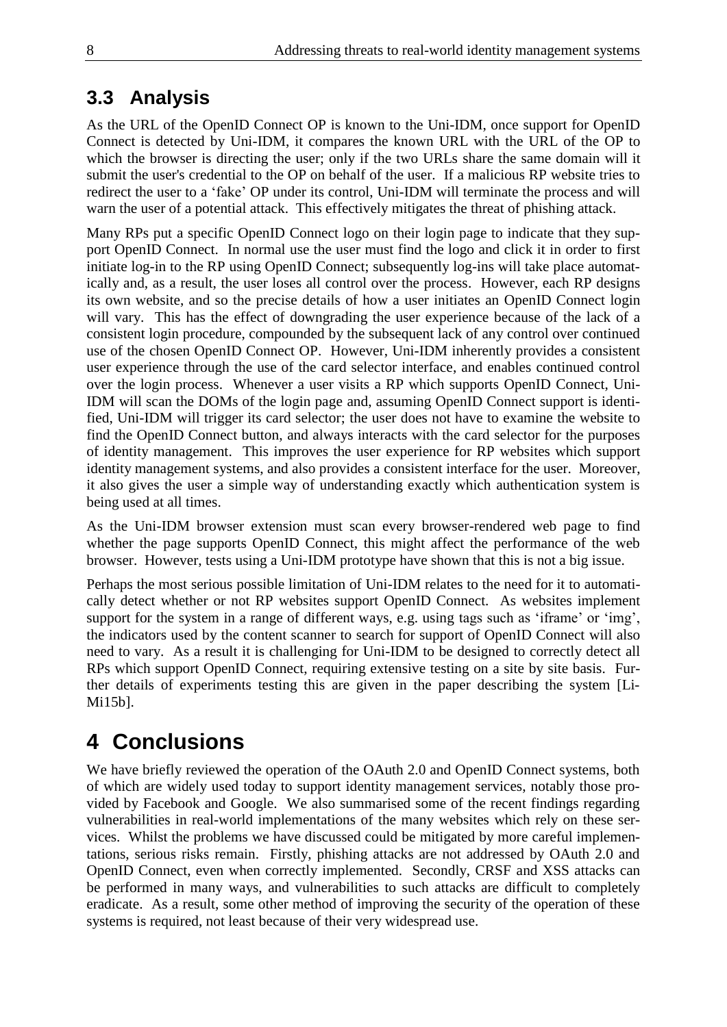## 3.3 Analysis

As the URL of the OpenID Connect OP is known to the Uni-IDM, once support for OpenID Connect is detected by Uni-IDM, it compares the known URL with the URL of the OP to which the browser is directing the user; only if the two URLs share the same domain will it submit the user's credential to the OP on behalf of the user. If a malicious RP website tries to redirect the user to a 'fake' OP under its control, Uni-IDM will terminate the process and will warn the user of a potential attack. This effectively mitigates the threat of phishing attack.

Many RPs put a specific OpenID Connect logo on their login page to indicate that they support OpenID Connect. In normal use the user must find the logo and click it in order to first initiate log-in to the RP using OpenID Connect; subsequently log-ins will take place automatically and, as a result, the user loses all control over the process. However, each RP designs its own website, and so the precise details of how a user initiates an OpenID Connect login will vary. This has the effect of downgrading the user experience because of the lack of a consistent login procedure, compounded by the subsequent lack of any control over continued use of the chosen OpenID Connect OP. However, Uni-IDM inherently provides a consistent user experience through the use of the card selector interface, and enables continued control over the login process. Whenever a user visits a RP which supports OpenID Connect, Uni-IDM will scan the DOMs of the login page and, assuming OpenID Connect support is identified, Uni-IDM will trigger its card selector; the user does not have to examine the website to find the OpenID Connect button, and always interacts with the card selector for the purposes of identity management. This improves the user experience for RP websites which support identity management systems, and also provides a consistent interface for the user. Moreover, it also gives the user a simple way of understanding exactly which authentication system is being used at all times.

As the Uni-IDM browser extension must scan every browser-rendered web page to find whether the page supports OpenID Connect, this might affect the performance of the web browser. However, tests using a Uni-IDM prototype have shown that this is not a big issue.

Perhaps the most serious possible limitation of Uni-IDM relates to the need for it to automatically detect whether or not RP websites support OpenID Connect. As websites implement support for the system in a range of different ways, e.g. using tags such as 'iframe' or 'img', the indicators used by the content scanner to search for support of OpenID Connect will also need to vary. As a result it is challenging for Uni-IDM to be designed to correctly detect all RPs which support OpenID Connect, requiring extensive testing on a site by site basis. Further details of experiments testing this are given in the paper describing the system [LiMi15b].

# 4 Conclusions

We have briefly reviewed the operation of the OAuth 2.0 and OpenID Connect systems, both of which are widely used today to support identity management services, notably those provided by Facebook and Google. We also summarised some of the recent findings regarding vulnerabilities in real-world implementations of the many websites which rely on these services. Whilst the problems we have discussed could be mitigated by more careful implementations, serious risks remain. Firstly, phishing attacks are not addressed by OAuth 2.0 and OpenID Connect, even when correctly implemented. Secondly, CRSF and XSS attacks can be performed in many ways, and vulnerabilities to such attacks are difficult to completely eradicate. As a result, some other method of improving the security of the operation of these systems is required, not least because of their very widespread use.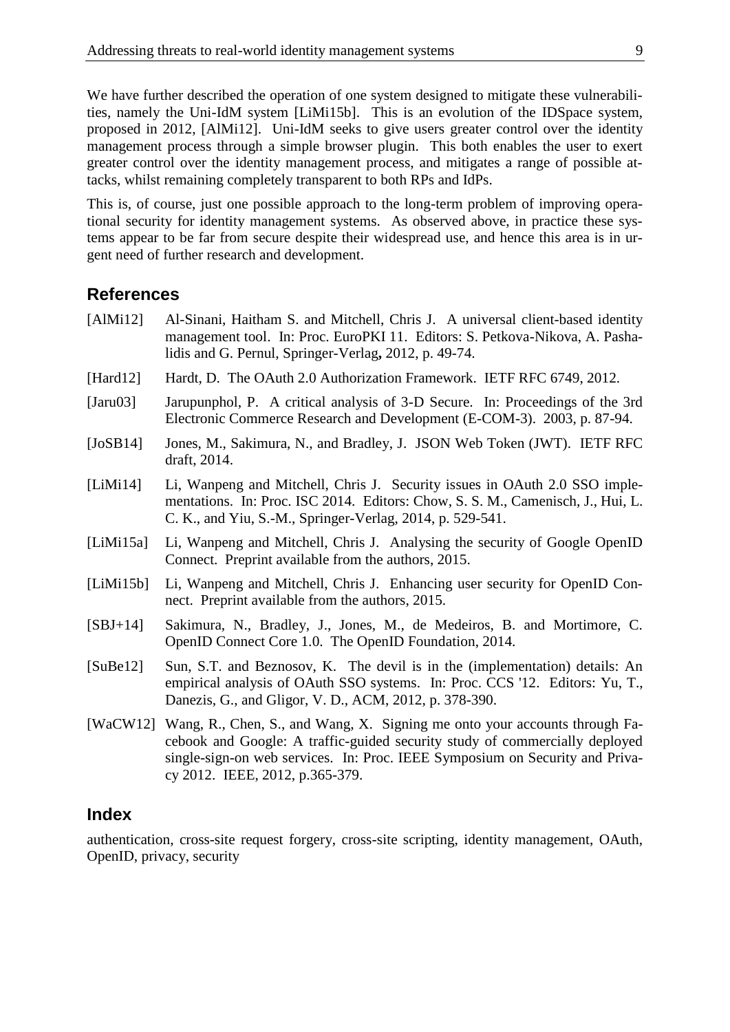We have further described the operation of one system designed to mitigate these vulnerabilities, namely the Uni-IdM system [LiMi15b]. This is an evolution of the IDSpace system, proposed in 2012, [AlMi12]. Uni-IdM seeks to give users greater control over the identity management process through a simple browser plugin. This both enables the user to exert greater control over the identity management process, and mitigates a range of possible attacks, whilst remaining completely transparent to both RPs and IdPs.

This is, of course, just one possible approach to the long-term problem of improving operational security for identity management systems. As observed above, in practice these systems appear to be far from secure despite their widespread use, and hence this area is in urgent need of further research and development.

## References

[AlMi12] Al-Sinani, Haitham S. and Mitchell, Chris J. A universal client-based identity management tool. In: Proc. EuroPKI 11. Editors: S. Petkova-Nikova, A. Pashalidis and G. Pernul, Springer-Verlag, 2012, p. 49-74.

[Hard12] Hardt, D. The OAuth 2.0 Authorization Framework. IETF RFC 6749, 2012.

[Jaru03] Jarupunphol, P. A critical analysis of 3-D Secure. In: Proceedings of the 3rd Electronic Commerce Research and Development (E-COM-3). 2003, p. 87-94.

[JoSB14] Jones, M., Sakimura, N., and Bradley, J. JSON Web Token (JWT). IETF RFC draft, 2014.

[LiMi14] Li, Wanpeng and Mitchell, Chris J. Security issues in OAuth 2.0 SSO implementations. In: Proc. ISC 2014. Editors: Chow, S. S. M., Camenisch, J., Hui, L. C. K., and Yiu, S.-M., Springer-Verlag, 2014, p. 529-541.

[LiMi15a] Li, Wanpeng and Mitchell, Chris J. Analysing the security of Google OpenID Connect. Preprint available from the authors, 2015.

[LiMi15b] Li, Wanpeng and Mitchell, Chris J. Enhancing user security for OpenID Connect. Preprint available from the authors, 2015.

[SBJ+14] Sakimura, N., Bradley, J., Jones, M., de Medeiros, B. and Mortimore, C. OpenID Connect Core 1.0. The OpenID Foundation, 2014.

[SuBe12] Sun, S.T. and Beznosov, K. The devil is in the (implementation) details: An empirical analysis of OAuth SSO systems. In: Proc. CCS '12. Editors: Yu, T., Danezis, G., and Gligor, V. D., ACM, 2012, p. 378-390.

[WaCW12] Wang, R., Chen, S., and Wang, X. Signing me onto your accounts through Facebook and Google: A traffic-guided security study of commercially deployed single-sign-on web services. In: Proc. IEEE Symposium on Security and Privacy 2012. IEEE, 2012, p.365-379.

## Index

authentication, cross-site request forgery, cross-site scripting, identity management, OAuth, OpenID, privacy, security